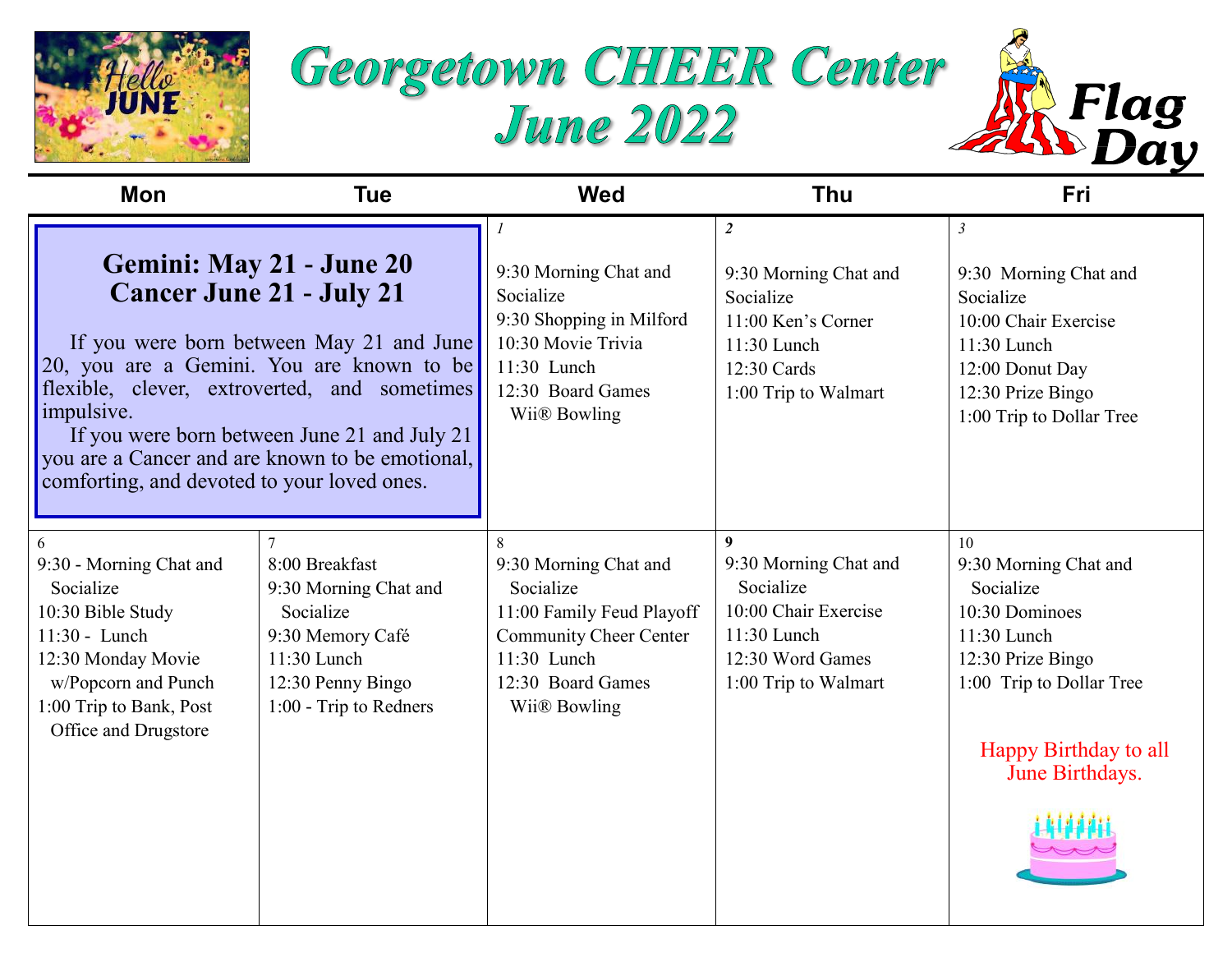# Georgetown CHEER Center
# June 2022

Flag Day

| Mon | Tue | Wed | Thu | Fri |
|---|---|---|---|---|
| **Gemini: May 21 - June 20**<br>**Cancer June 21 - July 21**<br>If you were born between May 21 and June 20, you are a Gemini. You are known to be flexible, clever, extroverted, and sometimes impulsive.<br>If you were born between June 21 and July 21 you are a Cancer and are known to be emotional, comforting, and devoted to your loved ones. | | *1*<br>9:30 Morning Chat and Socialize<br>9:30 Shopping in Milford<br>10:30 Movie Trivia<br>11:30 Lunch<br>12:30 Board Games<br>Wii® Bowling | ***2***<br>9:30 Morning Chat and Socialize<br>11:00 Ken's Corner<br>11:30 Lunch<br>12:30 Cards<br>1:00 Trip to Walmart | *3*<br>9:30 Morning Chat and Socialize<br>10:00 Chair Exercise<br>11:30 Lunch<br>12:00 Donut Day<br>12:30 Prize Bingo<br>1:00 Trip to Dollar Tree |
| 6<br>9:30 - Morning Chat and Socialize<br>10:30 Bible Study<br>11:30 - Lunch<br>12:30 Monday Movie w/Popcorn and Punch<br>1:00 Trip to Bank, Post Office and Drugstore | 7<br>8:00 Breakfast<br>9:30 Morning Chat and Socialize<br>9:30 Memory Café<br>11:30 Lunch<br>12:30 Penny Bingo<br>1:00 - Trip to Redners | 8<br>9:30 Morning Chat and Socialize<br>11:00 Family Feud Playoff Community Cheer Center<br>11:30 Lunch<br>12:30 Board Games<br>Wii® Bowling | **9**<br>9:30 Morning Chat and Socialize<br>10:00 Chair Exercise<br>11:30 Lunch<br>12:30 Word Games<br>1:00 Trip to Walmart | 10<br>9:30 Morning Chat and Socialize<br>10:30 Dominoes<br>11:30 Lunch<br>12:30 Prize Bingo<br>1:00 Trip to Dollar Tree<br>Happy Birthday to all June Birthdays. |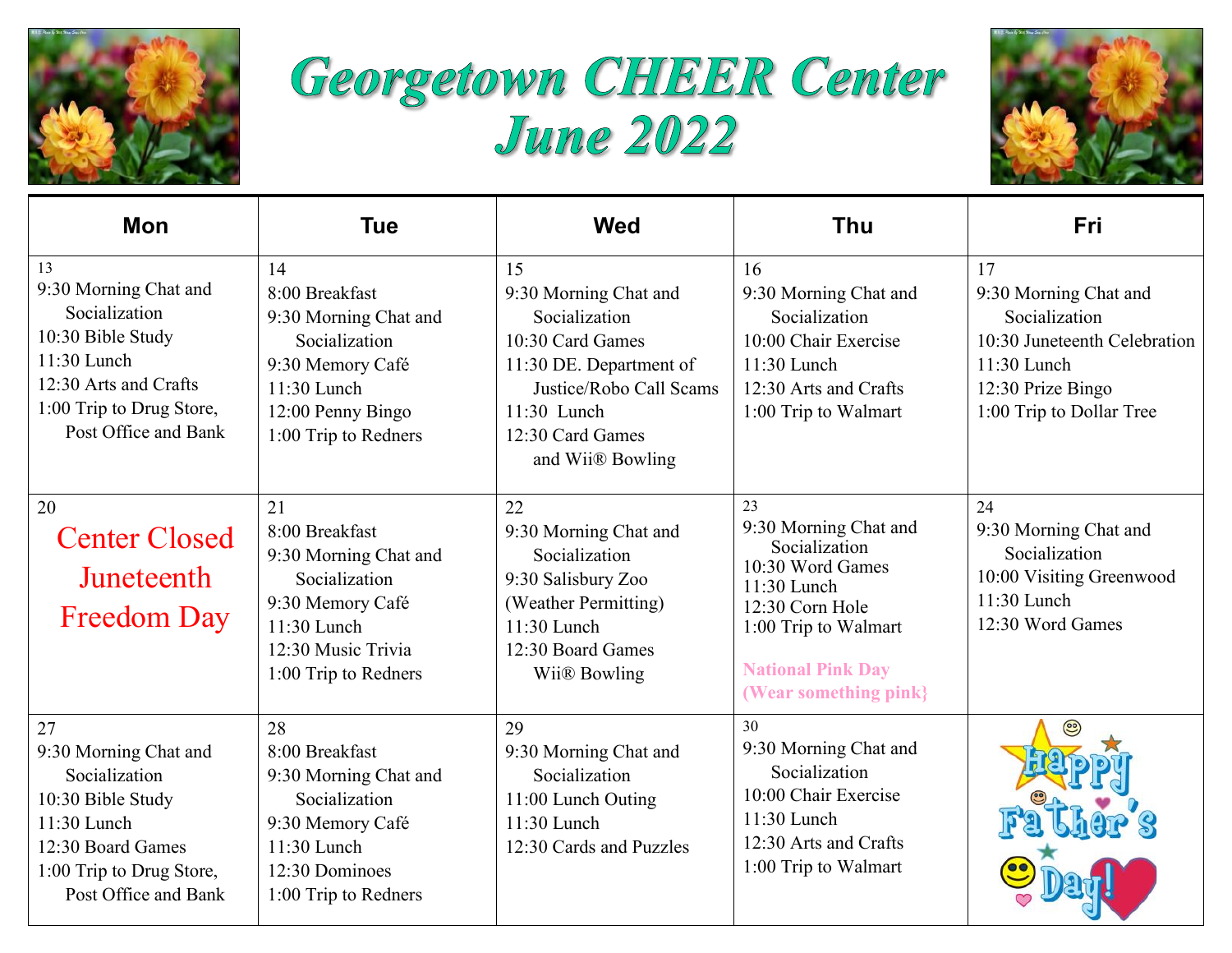# Georgetown CHEER Center June 2022

| Mon | Tue | Wed | Thu | Fri |
|---|---|---|---|---|
| 13<br>9:30 Morning Chat and Socialization<br>10:30 Bible Study<br>11:30 Lunch<br>12:30 Arts and Crafts<br>1:00 Trip to Drug Store, Post Office and Bank | 14<br>8:00 Breakfast<br>9:30 Morning Chat and Socialization<br>9:30 Memory Café<br>11:30 Lunch<br>12:00 Penny Bingo<br>1:00 Trip to Redners | 15<br>9:30 Morning Chat and Socialization<br>10:30 Card Games<br>11:30 DE. Department of Justice/Robo Call Scams<br>11:30 Lunch<br>12:30 Card Games and Wii® Bowling | 16<br>9:30 Morning Chat and Socialization<br>10:00 Chair Exercise<br>11:30 Lunch<br>12:30 Arts and Crafts<br>1:00 Trip to Walmart | 17<br>9:30 Morning Chat and Socialization<br>10:30 Juneteenth Celebration<br>11:30 Lunch<br>12:30 Prize Bingo<br>1:00 Trip to Dollar Tree |
| 20<br>Center Closed Juneteenth Freedom Day | 21<br>8:00 Breakfast<br>9:30 Morning Chat and Socialization<br>9:30 Memory Café<br>11:30 Lunch<br>12:30 Music Trivia<br>1:00 Trip to Redners | 22<br>9:30 Morning Chat and Socialization<br>9:30 Salisbury Zoo (Weather Permitting)<br>11:30 Lunch<br>12:30 Board Games Wii® Bowling | 23<br>9:30 Morning Chat and Socialization<br>10:30 Word Games<br>11:30 Lunch<br>12:30 Corn Hole<br>1:00 Trip to Walmart<br><br>**National Pink Day (Wear something pink}** | 24<br>9:30 Morning Chat and Socialization<br>10:00 Visiting Greenwood<br>11:30 Lunch<br>12:30 Word Games |
| 27<br>9:30 Morning Chat and Socialization<br>10:30 Bible Study<br>11:30 Lunch<br>12:30 Board Games<br>1:00 Trip to Drug Store, Post Office and Bank | 28<br>8:00 Breakfast<br>9:30 Morning Chat and Socialization<br>9:30 Memory Café<br>11:30 Lunch<br>12:30 Dominoes<br>1:00 Trip to Redners | 29<br>9:30 Morning Chat and Socialization<br>11:00 Lunch Outing<br>11:30 Lunch<br>12:30 Cards and Puzzles | 30<br>9:30 Morning Chat and Socialization<br>10:00 Chair Exercise<br>11:30 Lunch<br>12:30 Arts and Crafts<br>1:00 Trip to Walmart | Happy Father's Day! |